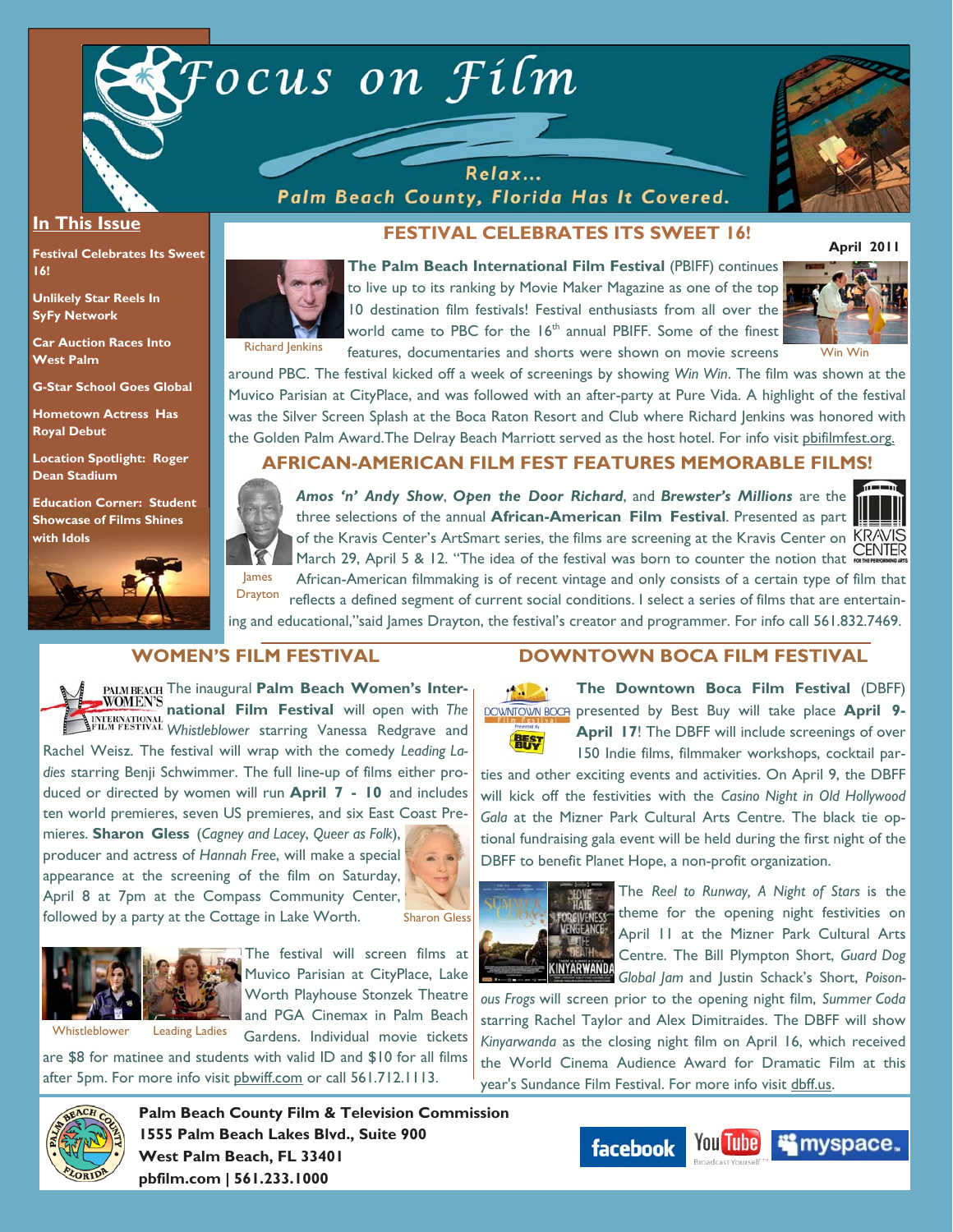# Focus on Film

Relax... Palm Beach County, Florida Has It Covered.

April 2011

## In This Issue

- Festival Celebrates Its Sweet 16!
- Unlikely Star Reels In SyFy Network
- Car Auction Races Into West Palm
- G-Star School Goes Global
- Hometown Actress Has Royal Debut
- Location Spotlight: Roger Dean Stadium
- Education Corner: Student Showcase of Films Shines with Idols

## FESTIVAL CELEBRATES ITS SWEET 16!

Richard Jenkins

Win Win

**The Palm Beach International Film Festival** (PBIFF) continues to live up to its ranking by Movie Maker Magazine as one of the top 10 destination film festivals! Festival enthusiasts from all over the world came to PBC for the 16th annual PBIFF. Some of the finest features, documentaries and shorts were shown on movie screens around PBC. The festival kicked off a week of screenings by showing *Win Win*. The film was shown at the Muvico Parisian at CityPlace, and was followed with an after-party at Pure Vida. A highlight of the festival was the Silver Screen Splash at the Boca Raton Resort and Club where Richard Jenkins was honored with the Golden Palm Award.The Delray Beach Marriott served as the host hotel. For info visit pbifilmfest.org.

## AFRICAN-AMERICAN FILM FEST FEATURES MEMORABLE FILMS!

James Drayton

***Amos 'n' Andy Show***, ***Open the Door Richard***, and ***Brewster's Millions*** are the three selections of the annual **African-American Film Festival**. Presented as part of the Kravis Center's ArtSmart series, the films are screening at the Kravis Center on March 29, April 5 & 12. "The idea of the festival was born to counter the notion that African-American filmmaking is of recent vintage and only consists of a certain type of film that reflects a defined segment of current social conditions. I select a series of films that are entertaining and educational,"said James Drayton, the festival's creator and programmer. For info call 561.832.7469.

## WOMEN'S FILM FESTIVAL

The inaugural **Palm Beach Women's International Film Festival** will open with *The Whistleblower* starring Vanessa Redgrave and Rachel Weisz. The festival will wrap with the comedy *Leading Ladies* starring Benji Schwimmer. The full line-up of films either produced or directed by women will run **April 7 - 10** and includes ten world premieres, seven US premieres, and six East Coast Premieres. **Sharon Gless** (*Cagney and Lacey*, *Queer as Folk*), producer and actress of *Hannah Free*, will make a special appearance at the screening of the film on Saturday, April 8 at 7pm at the Compass Community Center, followed by a party at the Cottage in Lake Worth.

Sharon Gless

Whistleblower Leading Ladies

The festival will screen films at Muvico Parisian at CityPlace, Lake Worth Playhouse Stonzek Theatre and PGA Cinemax in Palm Beach Gardens. Individual movie tickets are $8 for matinee and students with valid ID and $10 for all films after 5pm. For more info visit pbwiff.com or call 561.712.1113.

## DOWNTOWN BOCA FILM FESTIVAL

**The Downtown Boca Film Festival** (DBFF) presented by Best Buy will take place **April 9-April 17**! The DBFF will include screenings of over 150 Indie films, filmmaker workshops, cocktail parties and other exciting events and activities. On April 9, the DBFF will kick off the festivities with the *Casino Night in Old Hollywood Gala* at the Mizner Park Cultural Arts Centre. The black tie optional fundraising gala event will be held during the first night of the DBFF to benefit Planet Hope, a non-profit organization.

The *Reel to Runway, A Night of Stars* is the theme for the opening night festivities on April 11 at the Mizner Park Cultural Arts Centre. The Bill Plympton Short, *Guard Dog Global Jam* and Justin Schack's Short, *Poisonous Frogs* will screen prior to the opening night film, *Summer Coda* starring Rachel Taylor and Alex Dimitraides. The DBFF will show *Kinyarwanda* as the closing night film on April 16, which received the World Cinema Audience Award for Dramatic Film at this year's Sundance Film Festival. For more info visit dbff.us.

**Palm Beach County Film & Television Commission**
**1555 Palm Beach Lakes Blvd., Suite 900**
**West Palm Beach, FL 33401**
**pbfilm.com | 561.233.1000**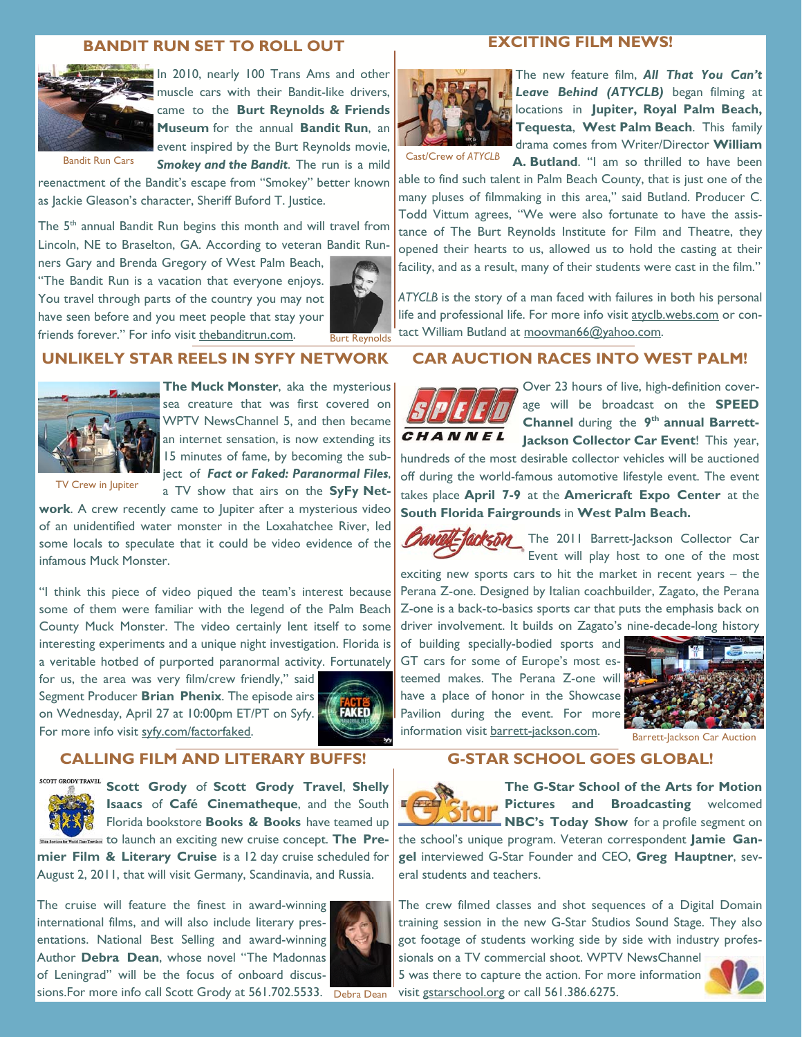## BANDIT RUN SET TO ROLL OUT

Bandit Run Cars

In 2010, nearly 100 Trans Ams and other muscle cars with their Bandit-like drivers, came to the **Burt Reynolds & Friends Museum** for the annual **Bandit Run**, an event inspired by the Burt Reynolds movie, ***Smokey and the Bandit***. The run is a mild reenactment of the Bandit's escape from "Smokey" better known as Jackie Gleason's character, Sheriff Buford T. Justice.

The 5th annual Bandit Run begins this month and will travel from Lincoln, NE to Braselton, GA. According to veteran Bandit Runners Gary and Brenda Gregory of West Palm Beach, "The Bandit Run is a vacation that everyone enjoys. You travel through parts of the country you may not have seen before and you meet people that stay your friends forever." For info visit thebanditrun.com.

Burt Reynolds

## UNLIKELY STAR REELS IN SYFY NETWORK

TV Crew in Jupiter

**The Muck Monster**, aka the mysterious sea creature that was first covered on WPTV NewsChannel 5, and then became an internet sensation, is now extending its 15 minutes of fame, by becoming the subject of ***Fact or Faked: Paranormal Files***, a TV show that airs on the **SyFy Network**. A crew recently came to Jupiter after a mysterious video of an unidentified water monster in the Loxahatchee River, led some locals to speculate that it could be video evidence of the infamous Muck Monster.

"I think this piece of video piqued the team's interest because some of them were familiar with the legend of the Palm Beach County Muck Monster. The video certainly lent itself to some interesting experiments and a unique night investigation. Florida is a veritable hotbed of purported paranormal activity. Fortunately for us, the area was very film/crew friendly," said Segment Producer **Brian Phenix**. The episode airs on Wednesday, April 27 at 10:00pm ET/PT on Syfy. For more info visit syfy.com/factorfaked.

## CALLING FILM AND LITERARY BUFFS!

**Scott Grody** of **Scott Grody Travel**, **Shelly Isaacs** of **Café Cinematheque**, and the South Florida bookstore **Books & Books** have teamed up to launch an exciting new cruise concept. **The Premier Film & Literary Cruise** is a 12 day cruise scheduled for August 2, 2011, that will visit Germany, Scandinavia, and Russia.

The cruise will feature the finest in award-winning international films, and will also include literary presentations. National Best Selling and award-winning Author **Debra Dean**, whose novel "The Madonnas of Leningrad" will be the focus of onboard discussions.For more info call Scott Grody at 561.702.5533.

Debra Dean

## EXCITING FILM NEWS!

Cast/Crew of *ATYCLB*

The new feature film, ***All That You Can't Leave Behind (ATYCLB)*** began filming at locations in **Jupiter, Royal Palm Beach, Tequesta**, **West Palm Beach**. This family drama comes from Writer/Director **William A. Butland**. "I am so thrilled to have been able to find such talent in Palm Beach County, that is just one of the many pluses of filmmaking in this area," said Butland. Producer C. Todd Vittum agrees, "We were also fortunate to have the assistance of The Burt Reynolds Institute for Film and Theatre, they opened their hearts to us, allowed us to hold the casting at their facility, and as a result, many of their students were cast in the film."

*ATYCLB* is the story of a man faced with failures in both his personal life and professional life. For more info visit atyclb.webs.com or contact William Butland at moovman66@yahoo.com.

## CAR AUCTION RACES INTO WEST PALM!

Over 23 hours of live, high-definition coverage will be broadcast on the **SPEED Channel** during the **9th annual Barrett-Jackson Collector Car Event**! This year, hundreds of the most desirable collector vehicles will be auctioned off during the world-famous automotive lifestyle event. The event takes place **April 7-9** at the **Americraft Expo Center** at the **South Florida Fairgrounds** in **West Palm Beach.**

The 2011 Barrett-Jackson Collector Car Event will play host to one of the most exciting new sports cars to hit the market in recent years – the Perana Z-one. Designed by Italian coachbuilder, Zagato, the Perana Z-one is a back-to-basics sports car that puts the emphasis back on driver involvement. It builds on Zagato's nine-decade-long history of building specially-bodied sports and GT cars for some of Europe's most esteemed makes. The Perana Z-one will have a place of honor in the Showcase Pavilion during the event. For more information visit barrett-jackson.com.

Barrett-Jackson Car Auction

## G-STAR SCHOOL GOES GLOBAL!

**The G-Star School of the Arts for Motion Pictures and Broadcasting** welcomed **NBC's Today Show** for a profile segment on the school's unique program. Veteran correspondent **Jamie Gangel** interviewed G-Star Founder and CEO, **Greg Hauptner**, several students and teachers.

The crew filmed classes and shot sequences of a Digital Domain training session in the new G-Star Studios Sound Stage. They also got footage of students working side by side with industry professionals on a TV commercial shoot. WPTV NewsChannel 5 was there to capture the action. For more information visit gstarschool.org or call 561.386.6275.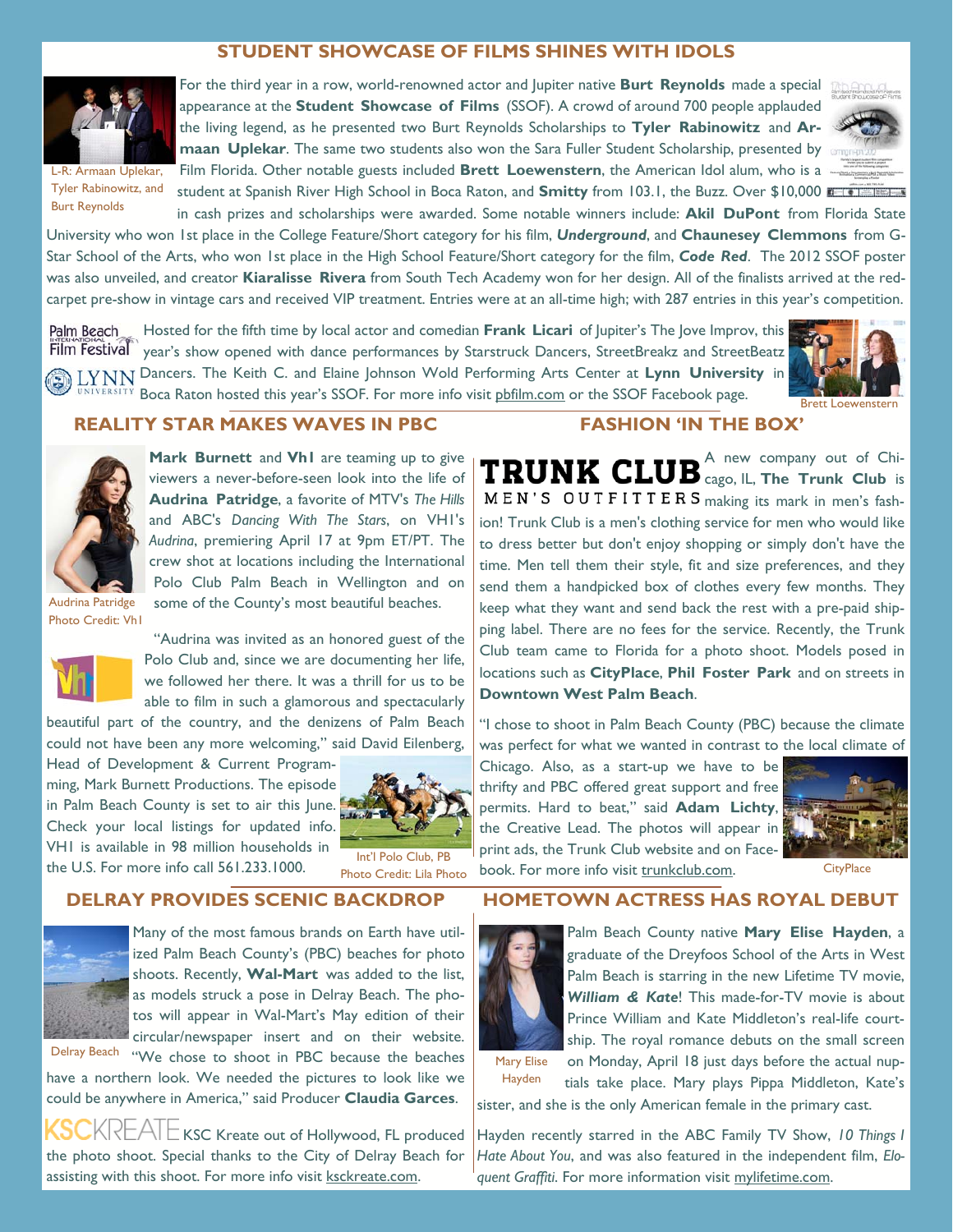## STUDENT SHOWCASE OF FILMS SHINES WITH IDOLS

L-R: Armaan Uplekar, Tyler Rabinowitz, and Burt Reynolds

For the third year in a row, world-renowned actor and Jupiter native **Burt Reynolds** made a special appearance at the **Student Showcase of Films** (SSOF). A crowd of around 700 people applauded the living legend, as he presented two Burt Reynolds Scholarships to **Tyler Rabinowitz** and **Armaan Uplekar**. The same two students also won the Sara Fuller Student Scholarship, presented by Film Florida. Other notable guests included **Brett Loewenstern**, the American Idol alum, who is a student at Spanish River High School in Boca Raton, and **Smitty** from 103.1, the Buzz. Over $10,000 in cash prizes and scholarships were awarded. Some notable winners include: **Akil DuPont** from Florida State University who won 1st place in the College Feature/Short category for his film, ***Underground***, and **Chaunesey Clemmons** from G-Star School of the Arts, who won 1st place in the High School Feature/Short category for the film, ***Code Red***. The 2012 SSOF poster was also unveiled, and creator **Kiaralisse Rivera** from South Tech Academy won for her design. All of the finalists arrived at the red-carpet pre-show in vintage cars and received VIP treatment. Entries were at an all-time high; with 287 entries in this year's competition.

Hosted for the fifth time by local actor and comedian **Frank Licari** of Jupiter's The Jove Improv, this year's show opened with dance performances by Starstruck Dancers, StreetBreakz and StreetBeatz Dancers. The Keith C. and Elaine Johnson Wold Performing Arts Center at **Lynn University** in Boca Raton hosted this year's SSOF. For more info visit pbfilm.com or the SSOF Facebook page.

Brett Loewenstern

## REALITY STAR MAKES WAVES IN PBC

Audrina Patridge
Photo Credit: Vh1

**Mark Burnett** and **Vh1** are teaming up to give viewers a never-before-seen look into the life of **Audrina Patridge**, a favorite of MTV's *The Hills* and ABC's *Dancing With The Stars*, on VH1's *Audrina*, premiering April 17 at 9pm ET/PT. The crew shot at locations including the International Polo Club Palm Beach in Wellington and on some of the County's most beautiful beaches.

"Audrina was invited as an honored guest of the Polo Club and, since we are documenting her life, we followed her there. It was a thrill for us to be able to film in such a glamorous and spectacularly beautiful part of the country, and the denizens of Palm Beach could not have been any more welcoming," said David Eilenberg, Head of Development & Current Programming, Mark Burnett Productions. The episode in Palm Beach County is set to air this June. Check your local listings for updated info. VH1 is available in 98 million households in the U.S. For more info call 561.233.1000.

Int'l Polo Club, PB
Photo Credit: Lila Photo

## FASHION 'IN THE BOX'

A new company out of Chicago, IL, **The Trunk Club** is making its mark in men's fashion! Trunk Club is a men's clothing service for men who would like to dress better but don't enjoy shopping or simply don't have the time. Men tell them their style, fit and size preferences, and they send them a handpicked box of clothes every few months. They keep what they want and send back the rest with a pre-paid shipping label. There are no fees for the service. Recently, the Trunk Club team came to Florida for a photo shoot. Models posed in locations such as **CityPlace**, **Phil Foster Park** and on streets in **Downtown West Palm Beach**.

"I chose to shoot in Palm Beach County (PBC) because the climate was perfect for what we wanted in contrast to the local climate of Chicago. Also, as a start-up we have to be thrifty and PBC offered great support and free permits. Hard to beat," said **Adam Lichty**, the Creative Lead. The photos will appear in print ads, the Trunk Club website and on Facebook. For more info visit trunkclub.com.

CityPlace

## DELRAY PROVIDES SCENIC BACKDROP

Delray Beach

Many of the most famous brands on Earth have utilized Palm Beach County's (PBC) beaches for photo shoots. Recently, **Wal-Mart** was added to the list, as models struck a pose in Delray Beach. The photos will appear in Wal-Mart's May edition of their circular/newspaper insert and on their website. "We chose to shoot in PBC because the beaches have a northern look. We needed the pictures to look like we could be anywhere in America," said Producer **Claudia Garces**.

KSC Kreate out of Hollywood, FL produced the photo shoot. Special thanks to the City of Delray Beach for assisting with this shoot. For more info visit ksckreate.com.

## HOMETOWN ACTRESS HAS ROYAL DEBUT

Mary Elise Hayden

Palm Beach County native **Mary Elise Hayden**, a graduate of the Dreyfoos School of the Arts in West Palm Beach is starring in the new Lifetime TV movie, ***William & Kate***! This made-for-TV movie is about Prince William and Kate Middleton's real-life courtship. The royal romance debuts on the small screen on Monday, April 18 just days before the actual nuptials take place. Mary plays Pippa Middleton, Kate's sister, and she is the only American female in the primary cast.

Hayden recently starred in the ABC Family TV Show, *10 Things I Hate About You*, and was also featured in the independent film, *Eloquent Graffiti*. For more information visit mylifetime.com.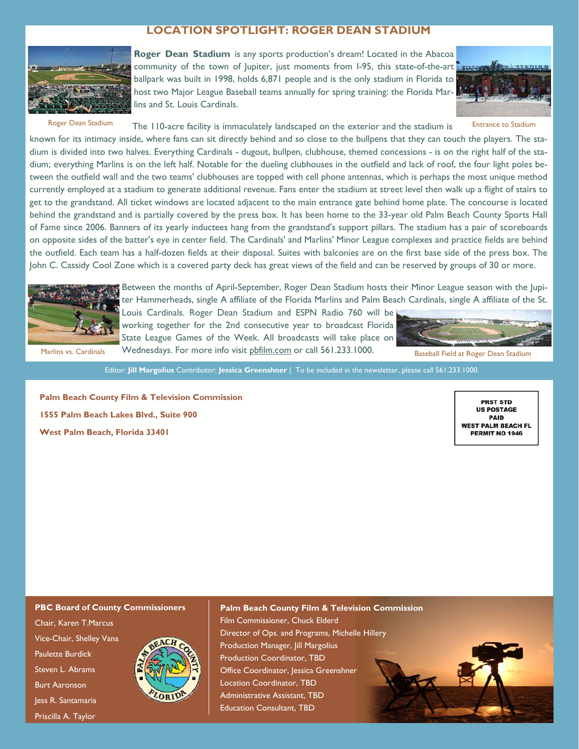## LOCATION SPOTLIGHT: ROGER DEAN STADIUM

**Roger Dean Stadium** is any sports production's dream! Located in the Abacoa community of the town of Jupiter, just moments from I-95, this state-of-the-art ballpark was built in 1998, holds 6,871 people and is the only stadium in Florida to host two Major League Baseball teams annually for spring training: the Florida Marlins and St. Louis Cardinals.

Roger Dean Stadium

Entrance to Stadium

The 110-acre facility is immaculately landscaped on the exterior and the stadium is known for its intimacy inside, where fans can sit directly behind and so close to the bullpens that they can touch the players. The stadium is divided into two halves. Everything Cardinals - dugout, bullpen, clubhouse, themed concessions - is on the right half of the stadium; everything Marlins is on the left half. Notable for the dueling clubhouses in the outfield and lack of roof, the four light poles between the outfield wall and the two teams' clubhouses are topped with cell phone antennas, which is perhaps the most unique method currently employed at a stadium to generate additional revenue. Fans enter the stadium at street level then walk up a flight of stairs to get to the grandstand. All ticket windows are located adjacent to the main entrance gate behind home plate. The concourse is located behind the grandstand and is partially covered by the press box. It has been home to the 33-year old Palm Beach County Sports Hall of Fame since 2006. Banners of its yearly inductees hang from the grandstand's support pillars. The stadium has a pair of scoreboards on opposite sides of the batter's eye in center field. The Cardinals' and Marlins' Minor League complexes and practice fields are behind the outfield. Each team has a half-dozen fields at their disposal. Suites with balconies are on the first base side of the press box. The John C. Cassidy Cool Zone which is a covered party deck has great views of the field and can be reserved by groups of 30 or more.

Between the months of April-September, Roger Dean Stadium hosts their Minor League season with the Jupiter Hammerheads, single A affiliate of the Florida Marlins and Palm Beach Cardinals, single A affiliate of the St. Louis Cardinals. Roger Dean Stadium and ESPN Radio 760 will be working together for the 2nd consecutive year to broadcast Florida State League Games of the Week. All broadcasts will take place on Wednesdays. For more info visit pbfilm.com or call 561.233.1000.

Marlins vs. Cardinals

Baseball Field at Roger Dean Stadium

Editor: **Jill Margolius** Contributor: **Jessica Greenshner** | To be included in the newsletter, please call 561.233.1000.

**Palm Beach County Film & Television Commission**
**1555 Palm Beach Lakes Blvd., Suite 900**
**West Palm Beach, Florida 33401**

PRST STD
US POSTAGE
PAID
WEST PALM BEACH FL
PERMIT NO 1946

**PBC Board of County Commissioners**

Chair, Karen T.Marcus
Vice-Chair, Shelley Vana
Paulette Burdick
Steven L. Abrams
Burt Aaronson
Jess R. Santamaria
Priscilla A. Taylor

**Palm Beach County Film & Television Commission**

Film Commissioner, Chuck Elderd
Director of Ops. and Programs, Michelle Hillery
Production Manager, Jill Margolius
Production Coordinator, TBD
Office Coordinator, Jessica Greenshner
Location Coordinator, TBD
Administrative Assistant, TBD
Education Consultant, TBD